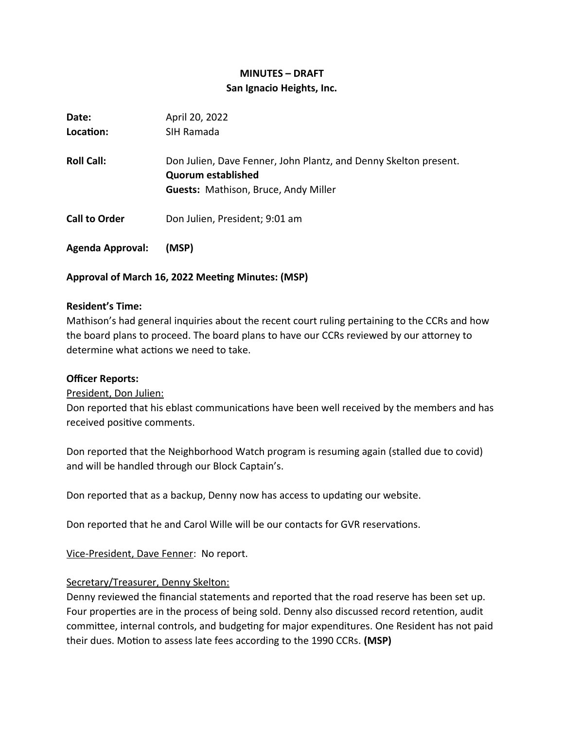# MINUTES – DRAFT
## San Ignacio Heights, Inc.

**Date:** April 20, 2022
**Location:** SIH Ramada

**Roll Call:** Don Julien, Dave Fenner, John Plantz, and Denny Skelton present.
**Quorum established**
**Guests:** Mathison, Bruce, Andy Miller

**Call to Order** Don Julien, President; 9:01 am

**Agenda Approval: (MSP)**

**Approval of March 16, 2022 Meeting Minutes: (MSP)**

**Resident's Time:**
Mathison's had general inquiries about the recent court ruling pertaining to the CCRs and how the board plans to proceed. The board plans to have our CCRs reviewed by our attorney to determine what actions we need to take.

**Officer Reports:**

President, Don Julien:
Don reported that his eblast communications have been well received by the members and has received positive comments.

Don reported that the Neighborhood Watch program is resuming again (stalled due to covid) and will be handled through our Block Captain's.

Don reported that as a backup, Denny now has access to updating our website.

Don reported that he and Carol Wille will be our contacts for GVR reservations.

Vice-President, Dave Fenner: No report.

Secretary/Treasurer, Denny Skelton:
Denny reviewed the financial statements and reported that the road reserve has been set up. Four properties are in the process of being sold. Denny also discussed record retention, audit committee, internal controls, and budgeting for major expenditures. One Resident has not paid their dues. Motion to assess late fees according to the 1990 CCRs. **(MSP)**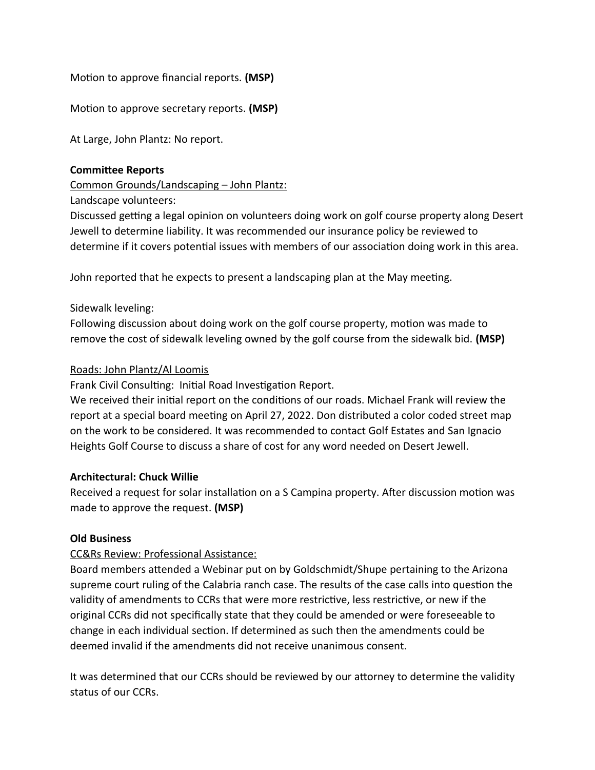Motion to approve financial reports. **(MSP)**

Motion to approve secretary reports. **(MSP)**

At Large, John Plantz: No report.

**Committee Reports**

Common Grounds/Landscaping – John Plantz:

Landscape volunteers:

Discussed getting a legal opinion on volunteers doing work on golf course property along Desert Jewell to determine liability. It was recommended our insurance policy be reviewed to determine if it covers potential issues with members of our association doing work in this area.

John reported that he expects to present a landscaping plan at the May meeting.

Sidewalk leveling:

Following discussion about doing work on the golf course property, motion was made to remove the cost of sidewalk leveling owned by the golf course from the sidewalk bid. **(MSP)**

Roads: John Plantz/Al Loomis

Frank Civil Consulting: Initial Road Investigation Report.

We received their initial report on the conditions of our roads. Michael Frank will review the report at a special board meeting on April 27, 2022. Don distributed a color coded street map on the work to be considered. It was recommended to contact Golf Estates and San Ignacio Heights Golf Course to discuss a share of cost for any word needed on Desert Jewell.

**Architectural: Chuck Willie**

Received a request for solar installation on a S Campina property. After discussion motion was made to approve the request. **(MSP)**

**Old Business**

CC&Rs Review: Professional Assistance:

Board members attended a Webinar put on by Goldschmidt/Shupe pertaining to the Arizona supreme court ruling of the Calabria ranch case. The results of the case calls into question the validity of amendments to CCRs that were more restrictive, less restrictive, or new if the original CCRs did not specifically state that they could be amended or were foreseeable to change in each individual section. If determined as such then the amendments could be deemed invalid if the amendments did not receive unanimous consent.

It was determined that our CCRs should be reviewed by our attorney to determine the validity status of our CCRs.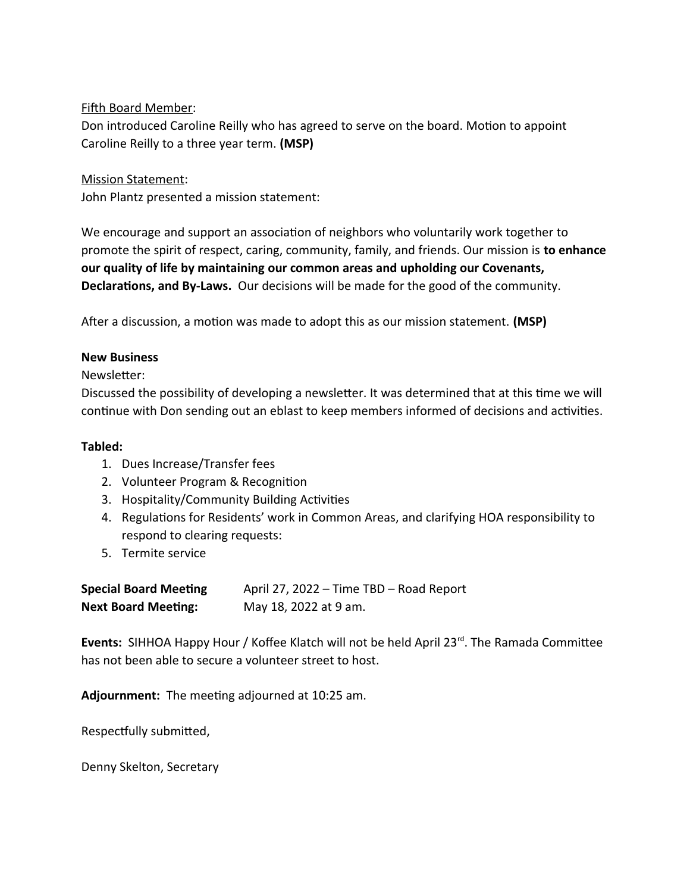<u>Fifth Board Member</u>:
Don introduced Caroline Reilly who has agreed to serve on the board. Motion to appoint Caroline Reilly to a three year term. **(MSP)**

<u>Mission Statement</u>:
John Plantz presented a mission statement:

We encourage and support an association of neighbors who voluntarily work together to promote the spirit of respect, caring, community, family, and friends. Our mission is **to enhance our quality of life by maintaining our common areas and upholding our Covenants, Declarations, and By-Laws.** Our decisions will be made for the good of the community.

After a discussion, a motion was made to adopt this as our mission statement. **(MSP)**

**New Business**

Newsletter:
Discussed the possibility of developing a newsletter. It was determined that at this time we will continue with Don sending out an eblast to keep members informed of decisions and activities.

**Tabled:**

1. Dues Increase/Transfer fees
2. Volunteer Program & Recognition
3. Hospitality/Community Building Activities
4. Regulations for Residents' work in Common Areas, and clarifying HOA responsibility to respond to clearing requests:
5. Termite service

**Special Board Meeting** April 27, 2022 – Time TBD – Road Report
**Next Board Meeting:** May 18, 2022 at 9 am.

**Events:** SIHHOA Happy Hour / Koffee Klatch will not be held April 23rd. The Ramada Committee has not been able to secure a volunteer street to host.

**Adjournment:** The meeting adjourned at 10:25 am.

Respectfully submitted,

Denny Skelton, Secretary